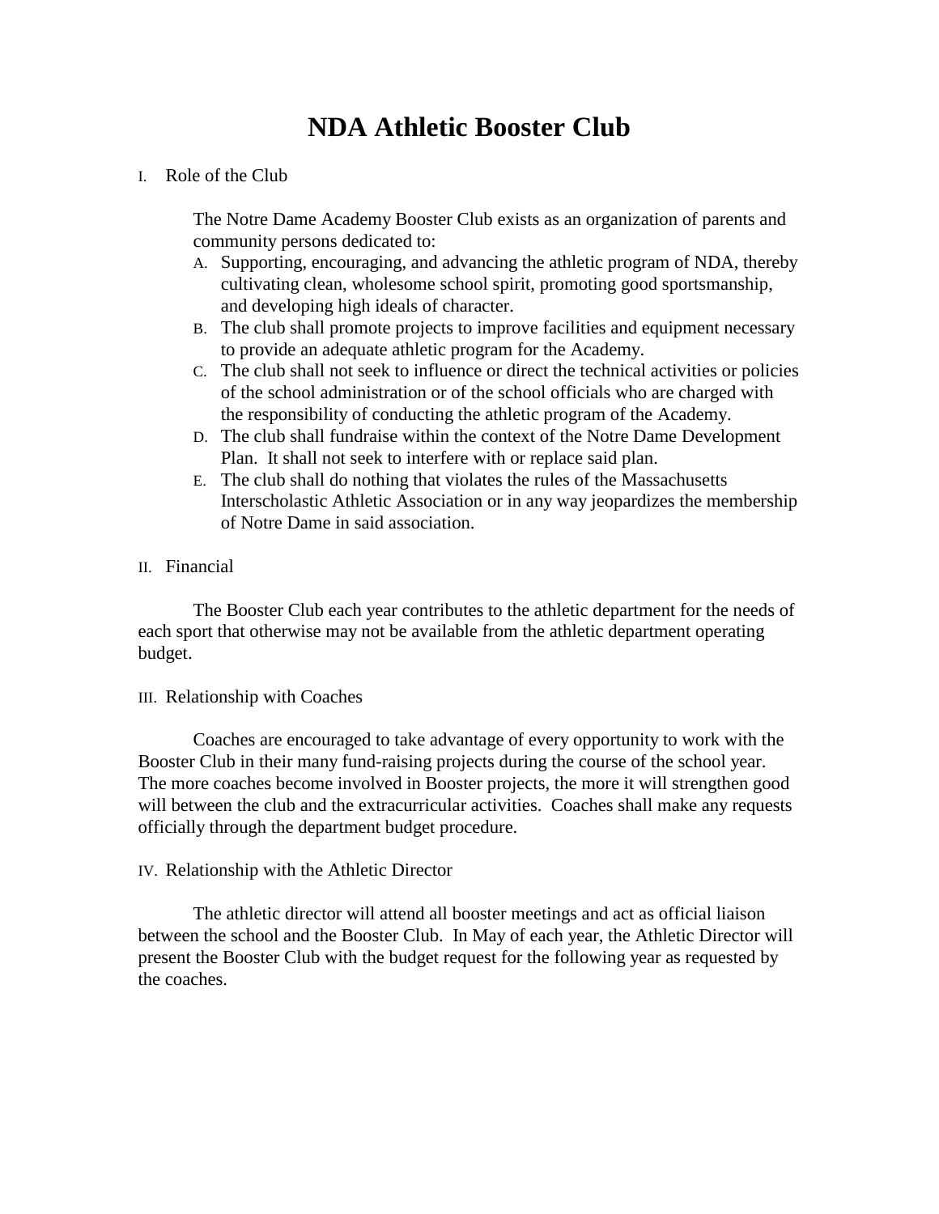# NDA Athletic Booster Club

I. Role of the Club

The Notre Dame Academy Booster Club exists as an organization of parents and community persons dedicated to:

A. Supporting, encouraging, and advancing the athletic program of NDA, thereby cultivating clean, wholesome school spirit, promoting good sportsmanship, and developing high ideals of character.
B. The club shall promote projects to improve facilities and equipment necessary to provide an adequate athletic program for the Academy.
C. The club shall not seek to influence or direct the technical activities or policies of the school administration or of the school officials who are charged with the responsibility of conducting the athletic program of the Academy.
D. The club shall fundraise within the context of the Notre Dame Development Plan. It shall not seek to interfere with or replace said plan.
E. The club shall do nothing that violates the rules of the Massachusetts Interscholastic Athletic Association or in any way jeopardizes the membership of Notre Dame in said association.

II. Financial

The Booster Club each year contributes to the athletic department for the needs of each sport that otherwise may not be available from the athletic department operating budget.

III. Relationship with Coaches

Coaches are encouraged to take advantage of every opportunity to work with the Booster Club in their many fund-raising projects during the course of the school year. The more coaches become involved in Booster projects, the more it will strengthen good will between the club and the extracurricular activities. Coaches shall make any requests officially through the department budget procedure.

IV. Relationship with the Athletic Director

The athletic director will attend all booster meetings and act as official liaison between the school and the Booster Club. In May of each year, the Athletic Director will present the Booster Club with the budget request for the following year as requested by the coaches.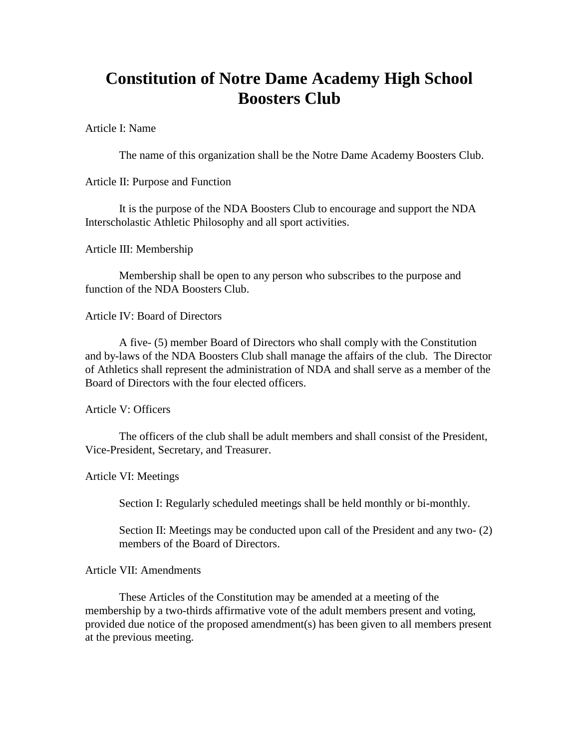# Constitution of Notre Dame Academy High School Boosters Club

Article I: Name

The name of this organization shall be the Notre Dame Academy Boosters Club.

Article II: Purpose and Function

It is the purpose of the NDA Boosters Club to encourage and support the NDA Interscholastic Athletic Philosophy and all sport activities.

Article III: Membership

Membership shall be open to any person who subscribes to the purpose and function of the NDA Boosters Club.

Article IV: Board of Directors

A five- (5) member Board of Directors who shall comply with the Constitution and by-laws of the NDA Boosters Club shall manage the affairs of the club. The Director of Athletics shall represent the administration of NDA and shall serve as a member of the Board of Directors with the four elected officers.

Article V: Officers

The officers of the club shall be adult members and shall consist of the President, Vice-President, Secretary, and Treasurer.

Article VI: Meetings

Section I: Regularly scheduled meetings shall be held monthly or bi-monthly.

Section II: Meetings may be conducted upon call of the President and any two- (2) members of the Board of Directors.

Article VII: Amendments

These Articles of the Constitution may be amended at a meeting of the membership by a two-thirds affirmative vote of the adult members present and voting, provided due notice of the proposed amendment(s) has been given to all members present at the previous meeting.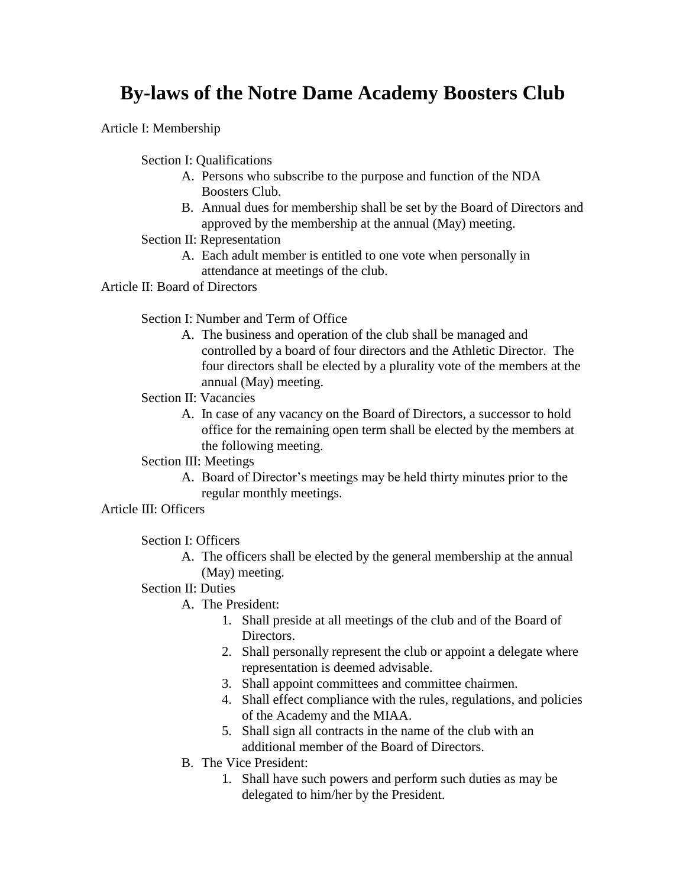# By-laws of the Notre Dame Academy Boosters Club

Article I: Membership

- Section I: Qualifications
  - A. Persons who subscribe to the purpose and function of the NDA Boosters Club.
  - B. Annual dues for membership shall be set by the Board of Directors and approved by the membership at the annual (May) meeting.
- Section II: Representation
  - A. Each adult member is entitled to one vote when personally in attendance at meetings of the club.

Article II: Board of Directors

- Section I: Number and Term of Office
  - A. The business and operation of the club shall be managed and controlled by a board of four directors and the Athletic Director. The four directors shall be elected by a plurality vote of the members at the annual (May) meeting.
- Section II: Vacancies
  - A. In case of any vacancy on the Board of Directors, a successor to hold office for the remaining open term shall be elected by the members at the following meeting.
- Section III: Meetings
  - A. Board of Director's meetings may be held thirty minutes prior to the regular monthly meetings.

Article III: Officers

- Section I: Officers
  - A. The officers shall be elected by the general membership at the annual (May) meeting.
- Section II: Duties
  - A. The President:
    1. Shall preside at all meetings of the club and of the Board of Directors.
    2. Shall personally represent the club or appoint a delegate where representation is deemed advisable.
    3. Shall appoint committees and committee chairmen.
    4. Shall effect compliance with the rules, regulations, and policies of the Academy and the MIAA.
    5. Shall sign all contracts in the name of the club with an additional member of the Board of Directors.
  - B. The Vice President:
    1. Shall have such powers and perform such duties as may be delegated to him/her by the President.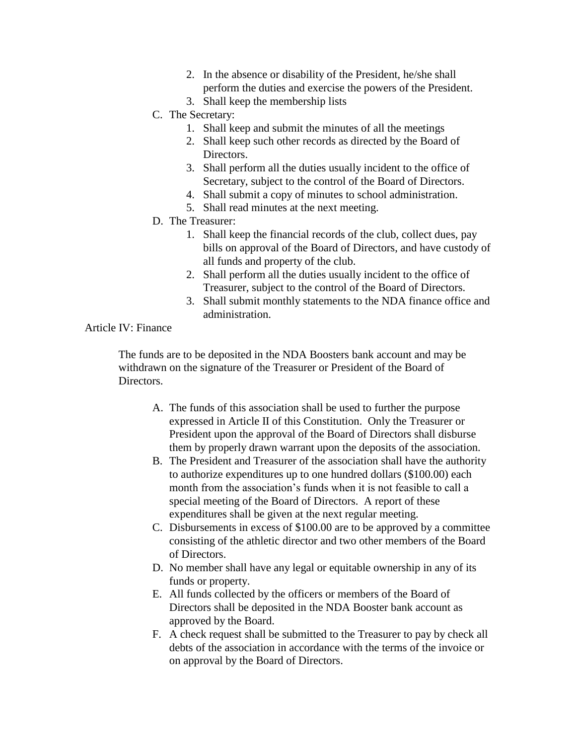2. In the absence or disability of the President, he/she shall perform the duties and exercise the powers of the President.
   3. Shall keep the membership lists

C. The Secretary:
   1. Shall keep and submit the minutes of all the meetings
   2. Shall keep such other records as directed by the Board of Directors.
   3. Shall perform all the duties usually incident to the office of Secretary, subject to the control of the Board of Directors.
   4. Shall submit a copy of minutes to school administration.
   5. Shall read minutes at the next meeting.

D. The Treasurer:
   1. Shall keep the financial records of the club, collect dues, pay bills on approval of the Board of Directors, and have custody of all funds and property of the club.
   2. Shall perform all the duties usually incident to the office of Treasurer, subject to the control of the Board of Directors.
   3. Shall submit monthly statements to the NDA finance office and administration.

## Article IV: Finance

The funds are to be deposited in the NDA Boosters bank account and may be withdrawn on the signature of the Treasurer or President of the Board of Directors.

A. The funds of this association shall be used to further the purpose expressed in Article II of this Constitution. Only the Treasurer or President upon the approval of the Board of Directors shall disburse them by properly drawn warrant upon the deposits of the association.
B. The President and Treasurer of the association shall have the authority to authorize expenditures up to one hundred dollars ($100.00) each month from the association's funds when it is not feasible to call a special meeting of the Board of Directors. A report of these expenditures shall be given at the next regular meeting.
C. Disbursements in excess of $100.00 are to be approved by a committee consisting of the athletic director and two other members of the Board of Directors.
D. No member shall have any legal or equitable ownership in any of its funds or property.
E. All funds collected by the officers or members of the Board of Directors shall be deposited in the NDA Booster bank account as approved by the Board.
F. A check request shall be submitted to the Treasurer to pay by check all debts of the association in accordance with the terms of the invoice or on approval by the Board of Directors.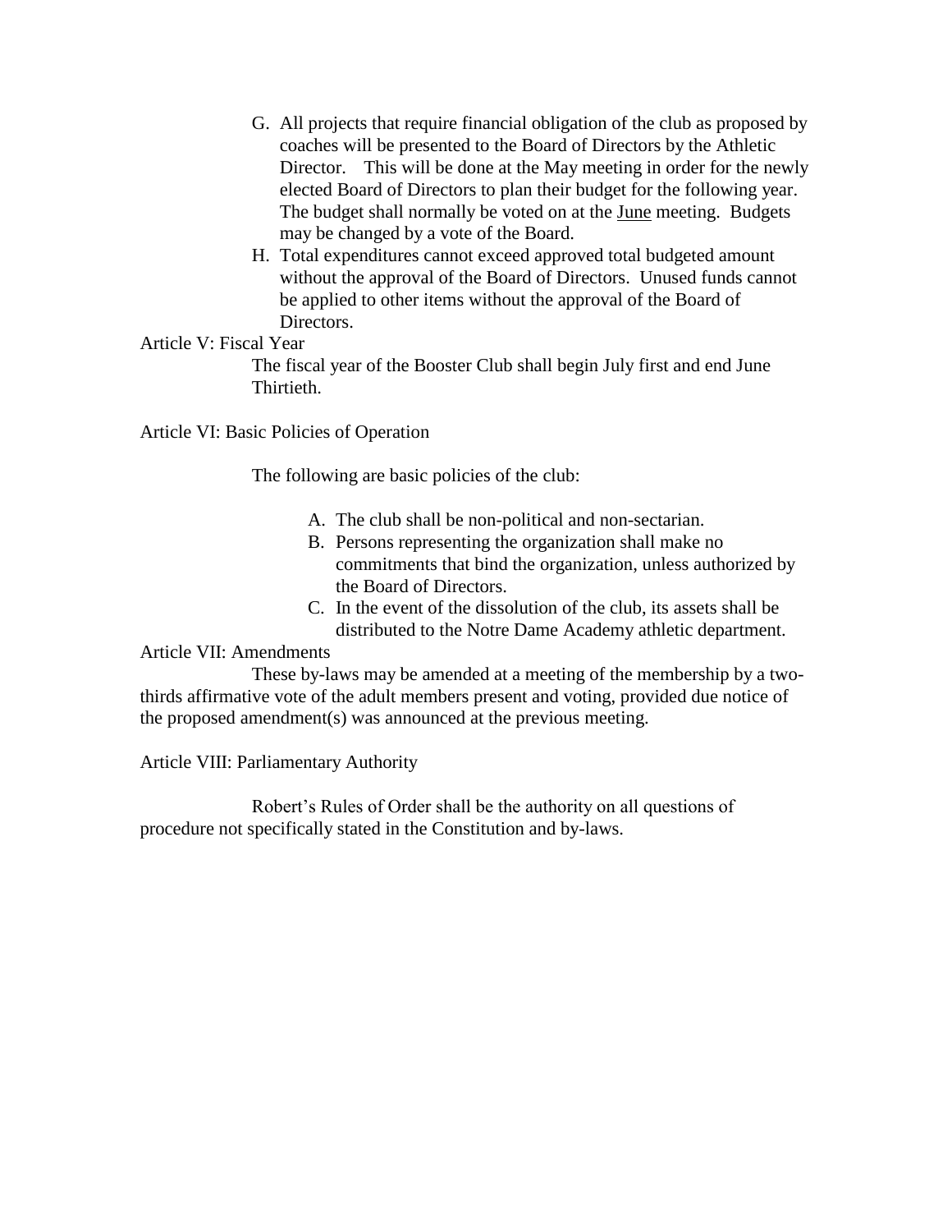G. All projects that require financial obligation of the club as proposed by coaches will be presented to the Board of Directors by the Athletic Director. This will be done at the May meeting in order for the newly elected Board of Directors to plan their budget for the following year. The budget shall normally be voted on at the <u>June</u> meeting. Budgets may be changed by a vote of the Board.

H. Total expenditures cannot exceed approved total budgeted amount without the approval of the Board of Directors. Unused funds cannot be applied to other items without the approval of the Board of Directors.

Article V: Fiscal Year

The fiscal year of the Booster Club shall begin July first and end June Thirtieth.

Article VI: Basic Policies of Operation

The following are basic policies of the club:

A. The club shall be non-political and non-sectarian.
B. Persons representing the organization shall make no commitments that bind the organization, unless authorized by the Board of Directors.
C. In the event of the dissolution of the club, its assets shall be distributed to the Notre Dame Academy athletic department.

Article VII: Amendments

These by-laws may be amended at a meeting of the membership by a two-thirds affirmative vote of the adult members present and voting, provided due notice of the proposed amendment(s) was announced at the previous meeting.

Article VIII: Parliamentary Authority

Robert's Rules of Order shall be the authority on all questions of procedure not specifically stated in the Constitution and by-laws.